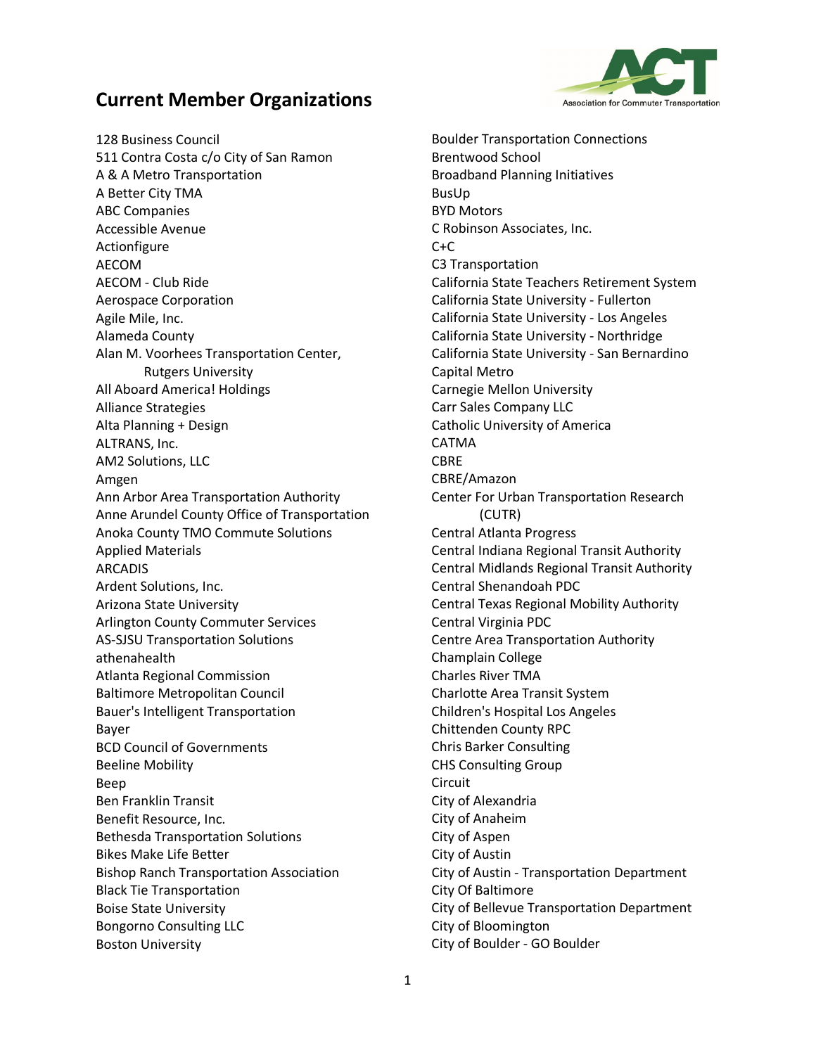# Current Member Organizations

128 Business Council
511 Contra Costa c/o City of San Ramon
A & A Metro Transportation
A Better City TMA
ABC Companies
Accessible Avenue
Actionfigure
AECOM
AECOM - Club Ride
Aerospace Corporation
Agile Mile, Inc.
Alameda County
Alan M. Voorhees Transportation Center, Rutgers University
All Aboard America! Holdings
Alliance Strategies
Alta Planning + Design
ALTRANS, Inc.
AM2 Solutions, LLC
Amgen
Ann Arbor Area Transportation Authority
Anne Arundel County Office of Transportation
Anoka County TMO Commute Solutions
Applied Materials
ARCADIS
Ardent Solutions, Inc.
Arizona State University
Arlington County Commuter Services
AS-SJSU Transportation Solutions
athenahealth
Atlanta Regional Commission
Baltimore Metropolitan Council
Bauer's Intelligent Transportation
Bayer
BCD Council of Governments
Beeline Mobility
Beep
Ben Franklin Transit
Benefit Resource, Inc.
Bethesda Transportation Solutions
Bikes Make Life Better
Bishop Ranch Transportation Association
Black Tie Transportation
Boise State University
Bongorno Consulting LLC
Boston University
Boulder Transportation Connections
Brentwood School
Broadband Planning Initiatives
BusUp
BYD Motors
C Robinson Associates, Inc.
C+C
C3 Transportation
California State Teachers Retirement System
California State University - Fullerton
California State University - Los Angeles
California State University - Northridge
California State University - San Bernardino
Capital Metro
Carnegie Mellon University
Carr Sales Company LLC
Catholic University of America
CATMA
CBRE
CBRE/Amazon
Center For Urban Transportation Research (CUTR)
Central Atlanta Progress
Central Indiana Regional Transit Authority
Central Midlands Regional Transit Authority
Central Shenandoah PDC
Central Texas Regional Mobility Authority
Central Virginia PDC
Centre Area Transportation Authority
Champlain College
Charles River TMA
Charlotte Area Transit System
Children's Hospital Los Angeles
Chittenden County RPC
Chris Barker Consulting
CHS Consulting Group
Circuit
City of Alexandria
City of Anaheim
City of Aspen
City of Austin
City of Austin - Transportation Department
City Of Baltimore
City of Bellevue Transportation Department
City of Bloomington
City of Boulder - GO Boulder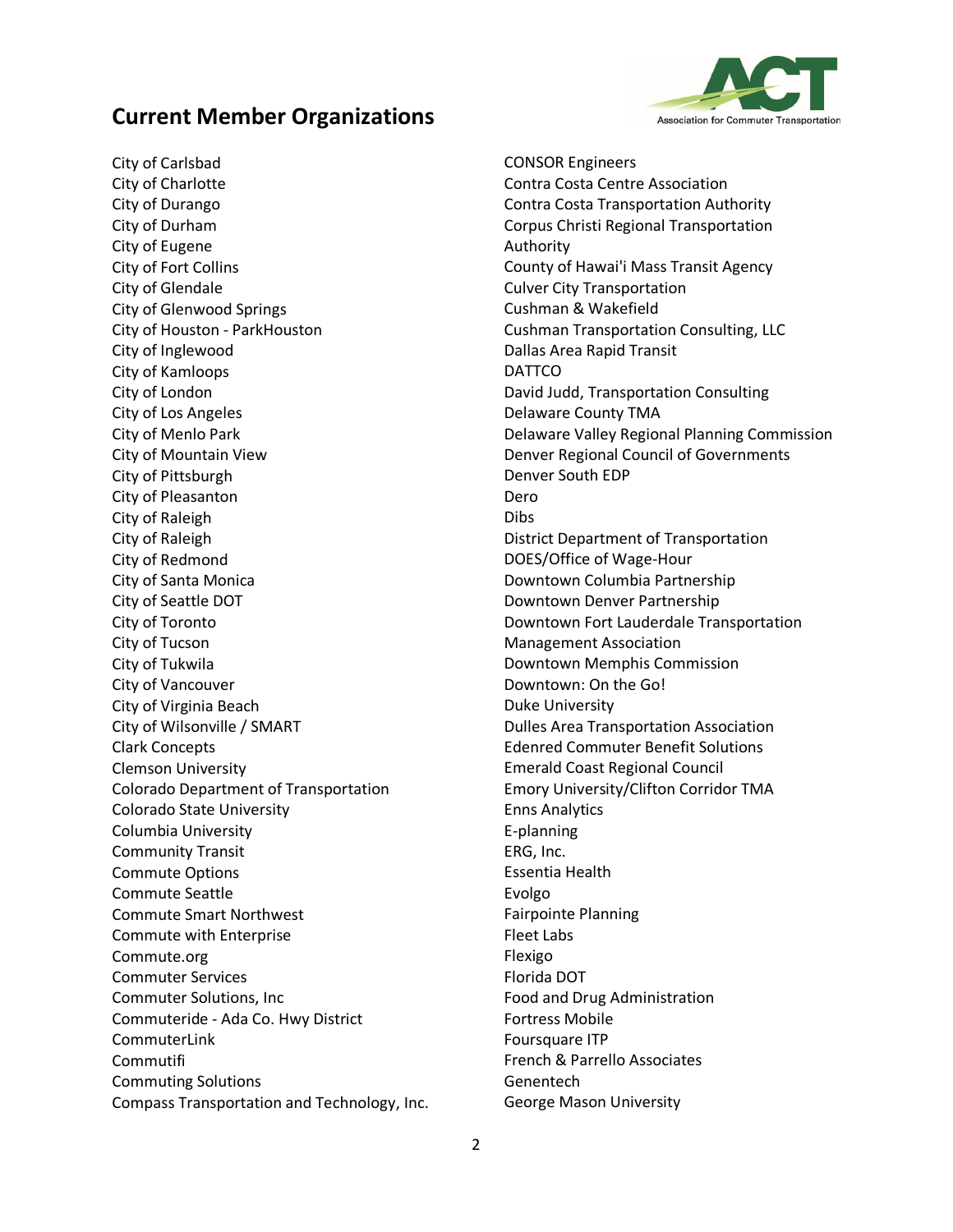## Current Member Organizations

City of Carlsbad
City of Charlotte
City of Durango
City of Durham
City of Eugene
City of Fort Collins
City of Glendale
City of Glenwood Springs
City of Houston - ParkHouston
City of Inglewood
City of Kamloops
City of London
City of Los Angeles
City of Menlo Park
City of Mountain View
City of Pittsburgh
City of Pleasanton
City of Raleigh
City of Raleigh
City of Redmond
City of Santa Monica
City of Seattle DOT
City of Toronto
City of Tucson
City of Tukwila
City of Vancouver
City of Virginia Beach
City of Wilsonville / SMART
Clark Concepts
Clemson University
Colorado Department of Transportation
Colorado State University
Columbia University
Community Transit
Commute Options
Commute Seattle
Commute Smart Northwest
Commute with Enterprise
Commute.org
Commuter Services
Commuter Solutions, Inc
Commuteride - Ada Co. Hwy District
CommuterLink
Commutifi
Commuting Solutions
Compass Transportation and Technology, Inc.
CONSOR Engineers
Contra Costa Centre Association
Contra Costa Transportation Authority
Corpus Christi Regional Transportation Authority
County of Hawai'i Mass Transit Agency
Culver City Transportation
Cushman & Wakefield
Cushman Transportation Consulting, LLC
Dallas Area Rapid Transit
DATTCO
David Judd, Transportation Consulting
Delaware County TMA
Delaware Valley Regional Planning Commission
Denver Regional Council of Governments
Denver South EDP
Dero
Dibs
District Department of Transportation
DOES/Office of Wage-Hour
Downtown Columbia Partnership
Downtown Denver Partnership
Downtown Fort Lauderdale Transportation Management Association
Downtown Memphis Commission
Downtown: On the Go!
Duke University
Dulles Area Transportation Association
Edenred Commuter Benefit Solutions
Emerald Coast Regional Council
Emory University/Clifton Corridor TMA
Enns Analytics
E-planning
ERG, Inc.
Essentia Health
Evolgo
Fairpointe Planning
Fleet Labs
Flexigo
Florida DOT
Food and Drug Administration
Fortress Mobile
Foursquare ITP
French & Parrello Associates
Genentech
George Mason University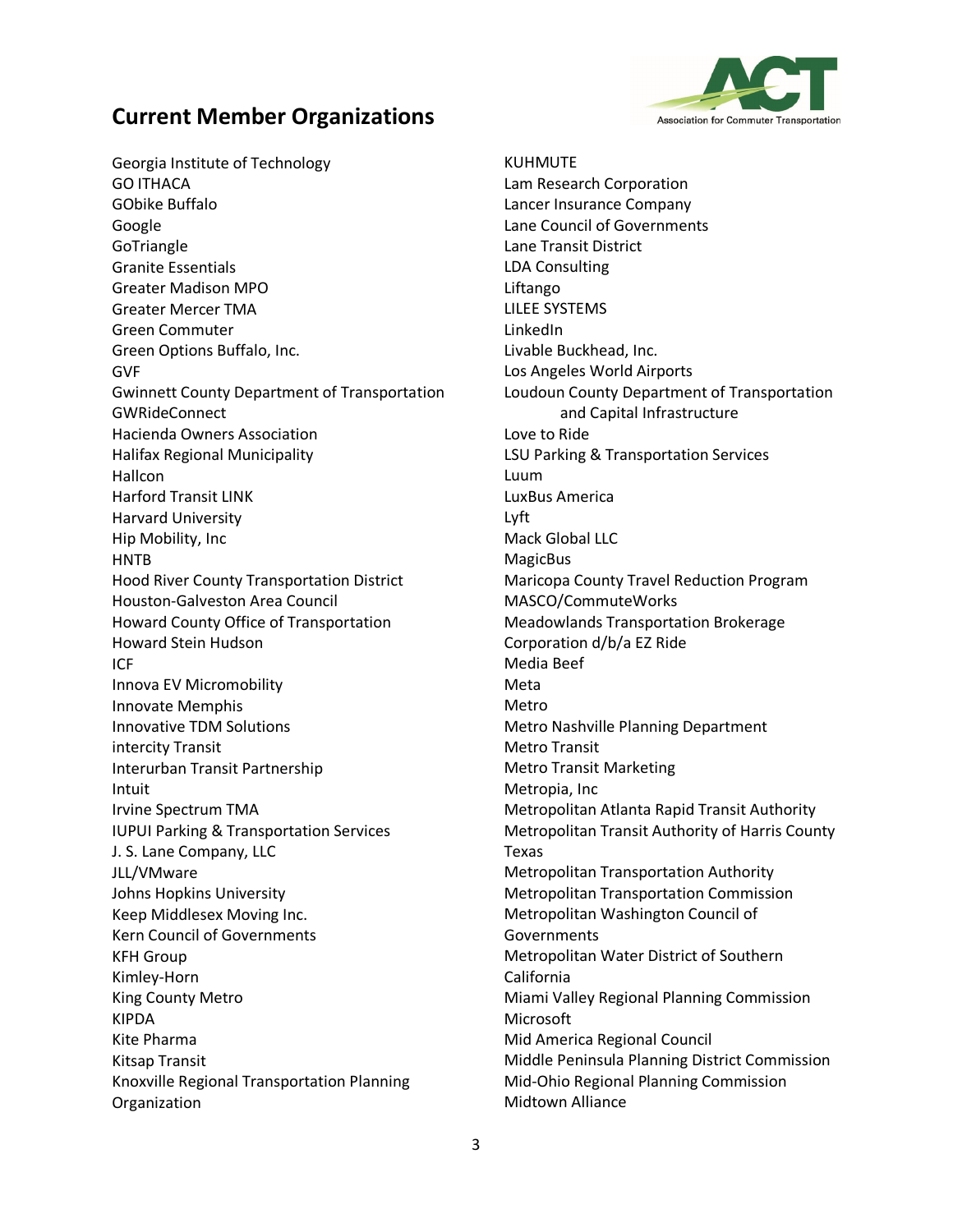## Current Member Organizations

Georgia Institute of Technology
GO ITHACA
GObike Buffalo
Google
GoTriangle
Granite Essentials
Greater Madison MPO
Greater Mercer TMA
Green Commuter
Green Options Buffalo, Inc.
GVF
Gwinnett County Department of Transportation
GWRideConnect
Hacienda Owners Association
Halifax Regional Municipality
Hallcon
Harford Transit LINK
Harvard University
Hip Mobility, Inc
HNTB
Hood River County Transportation District
Houston-Galveston Area Council
Howard County Office of Transportation
Howard Stein Hudson
ICF
Innova EV Micromobility
Innovate Memphis
Innovative TDM Solutions
intercity Transit
Interurban Transit Partnership
Intuit
Irvine Spectrum TMA
IUPUI Parking & Transportation Services
J. S. Lane Company, LLC
JLL/VMware
Johns Hopkins University
Keep Middlesex Moving Inc.
Kern Council of Governments
KFH Group
Kimley-Horn
King County Metro
KIPDA
Kite Pharma
Kitsap Transit
Knoxville Regional Transportation Planning Organization
KUHMUTE
Lam Research Corporation
Lancer Insurance Company
Lane Council of Governments
Lane Transit District
LDA Consulting
Liftango
LILEE SYSTEMS
LinkedIn
Livable Buckhead, Inc.
Los Angeles World Airports
Loudoun County Department of Transportation and Capital Infrastructure
Love to Ride
LSU Parking & Transportation Services
Luum
LuxBus America
Lyft
Mack Global LLC
MagicBus
Maricopa County Travel Reduction Program
MASCO/CommuteWorks
Meadowlands Transportation Brokerage Corporation d/b/a EZ Ride
Media Beef
Meta
Metro
Metro Nashville Planning Department
Metro Transit
Metro Transit Marketing
Metropia, Inc
Metropolitan Atlanta Rapid Transit Authority
Metropolitan Transit Authority of Harris County Texas
Metropolitan Transportation Authority
Metropolitan Transportation Commission
Metropolitan Washington Council of Governments
Metropolitan Water District of Southern California
Miami Valley Regional Planning Commission
Microsoft
Mid America Regional Council
Middle Peninsula Planning District Commission
Mid-Ohio Regional Planning Commission
Midtown Alliance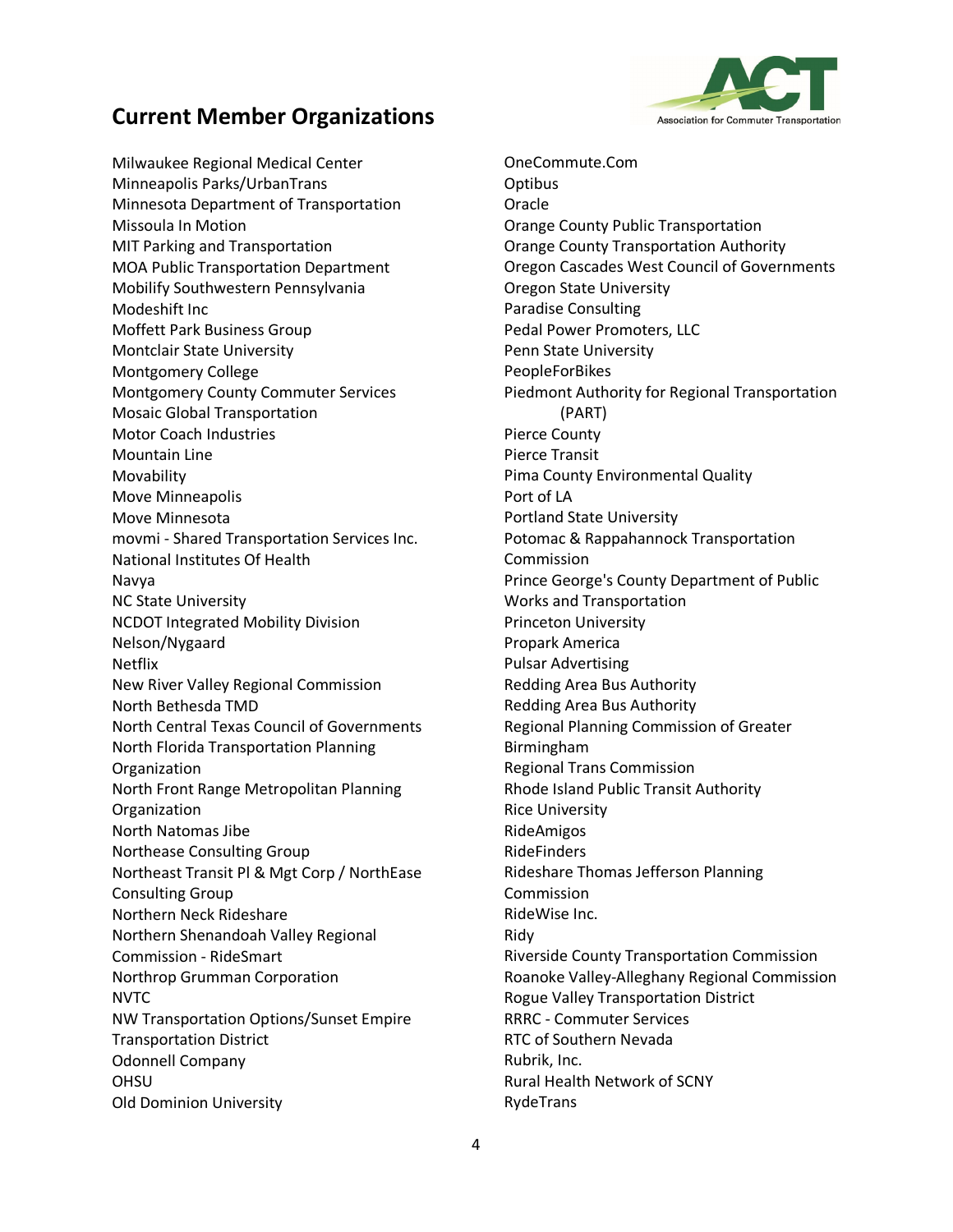## Current Member Organizations

Milwaukee Regional Medical Center
Minneapolis Parks/UrbanTrans
Minnesota Department of Transportation
Missoula In Motion
MIT Parking and Transportation
MOA Public Transportation Department
Mobilify Southwestern Pennsylvania
Modeshift Inc
Moffett Park Business Group
Montclair State University
Montgomery College
Montgomery County Commuter Services
Mosaic Global Transportation
Motor Coach Industries
Mountain Line
Movability
Move Minneapolis
Move Minnesota
movmi - Shared Transportation Services Inc.
National Institutes Of Health
Navya
NC State University
NCDOT Integrated Mobility Division
Nelson/Nygaard
Netflix
New River Valley Regional Commission
North Bethesda TMD
North Central Texas Council of Governments
North Florida Transportation Planning Organization
North Front Range Metropolitan Planning Organization
North Natomas Jibe
Northease Consulting Group
Northeast Transit Pl & Mgt Corp / NorthEase Consulting Group
Northern Neck Rideshare
Northern Shenandoah Valley Regional Commission - RideSmart
Northrop Grumman Corporation
NVTC
NW Transportation Options/Sunset Empire Transportation District
Odonnell Company
OHSU
Old Dominion University
OneCommute.Com
Optibus
Oracle
Orange County Public Transportation
Orange County Transportation Authority
Oregon Cascades West Council of Governments
Oregon State University
Paradise Consulting
Pedal Power Promoters, LLC
Penn State University
PeopleForBikes
Piedmont Authority for Regional Transportation (PART)
Pierce County
Pierce Transit
Pima County Environmental Quality
Port of LA
Portland State University
Potomac & Rappahannock Transportation Commission
Prince George's County Department of Public Works and Transportation
Princeton University
Propark America
Pulsar Advertising
Redding Area Bus Authority
Redding Area Bus Authority
Regional Planning Commission of Greater Birmingham
Regional Trans Commission
Rhode Island Public Transit Authority
Rice University
RideAmigos
RideFinders
Rideshare Thomas Jefferson Planning Commission
RideWise Inc.
Ridy
Riverside County Transportation Commission
Roanoke Valley-Alleghany Regional Commission
Rogue Valley Transportation District
RRRC - Commuter Services
RTC of Southern Nevada
Rubrik, Inc.
Rural Health Network of SCNY
RydeTrans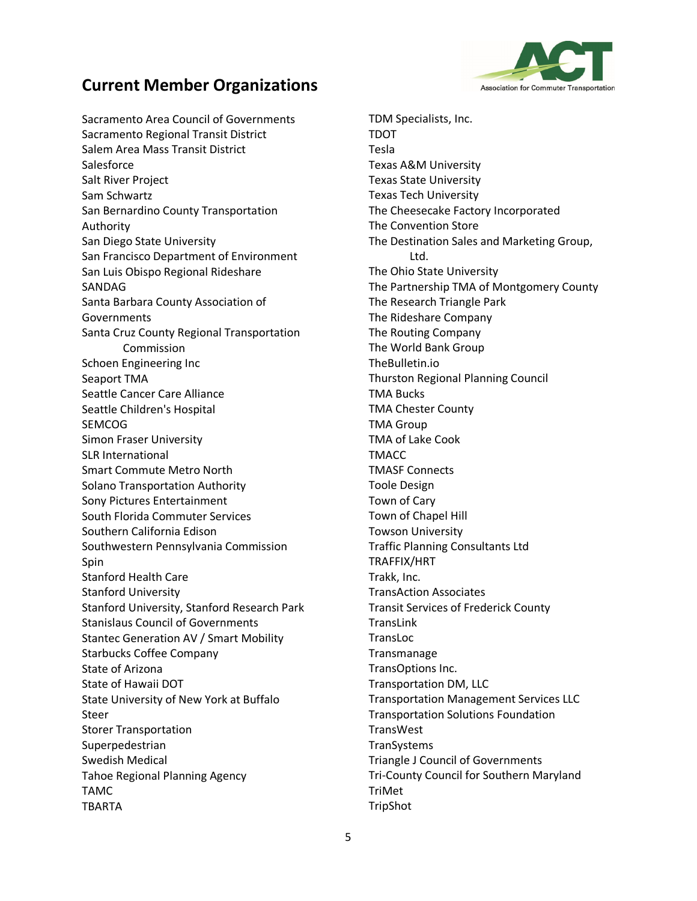## Current Member Organizations

Sacramento Area Council of Governments
Sacramento Regional Transit District
Salem Area Mass Transit District
Salesforce
Salt River Project
Sam Schwartz
San Bernardino County Transportation Authority
San Diego State University
San Francisco Department of Environment
San Luis Obispo Regional Rideshare
SANDAG
Santa Barbara County Association of Governments
Santa Cruz County Regional Transportation Commission
Schoen Engineering Inc
Seaport TMA
Seattle Cancer Care Alliance
Seattle Children's Hospital
SEMCOG
Simon Fraser University
SLR International
Smart Commute Metro North
Solano Transportation Authority
Sony Pictures Entertainment
South Florida Commuter Services
Southern California Edison
Southwestern Pennsylvania Commission
Spin
Stanford Health Care
Stanford University
Stanford University, Stanford Research Park
Stanislaus Council of Governments
Stantec Generation AV / Smart Mobility
Starbucks Coffee Company
State of Arizona
State of Hawaii DOT
State University of New York at Buffalo
Steer
Storer Transportation
Superpedestrian
Swedish Medical
Tahoe Regional Planning Agency
TAMC
TBARTA
TDM Specialists, Inc.
TDOT
Tesla
Texas A&M University
Texas State University
Texas Tech University
The Cheesecake Factory Incorporated
The Convention Store
The Destination Sales and Marketing Group, Ltd.
The Ohio State University
The Partnership TMA of Montgomery County
The Research Triangle Park
The Rideshare Company
The Routing Company
The World Bank Group
TheBulletin.io
Thurston Regional Planning Council
TMA Bucks
TMA Chester County
TMA Group
TMA of Lake Cook
TMACC
TMASF Connects
Toole Design
Town of Cary
Town of Chapel Hill
Towson University
Traffic Planning Consultants Ltd
TRAFFIX/HRT
Trakk, Inc.
TransAction Associates
Transit Services of Frederick County
TransLink
TransLoc
Transmanage
TransOptions Inc.
Transportation DM, LLC
Transportation Management Services LLC
Transportation Solutions Foundation
TransWest
TranSystems
Triangle J Council of Governments
Tri-County Council for Southern Maryland
TriMet
TripShot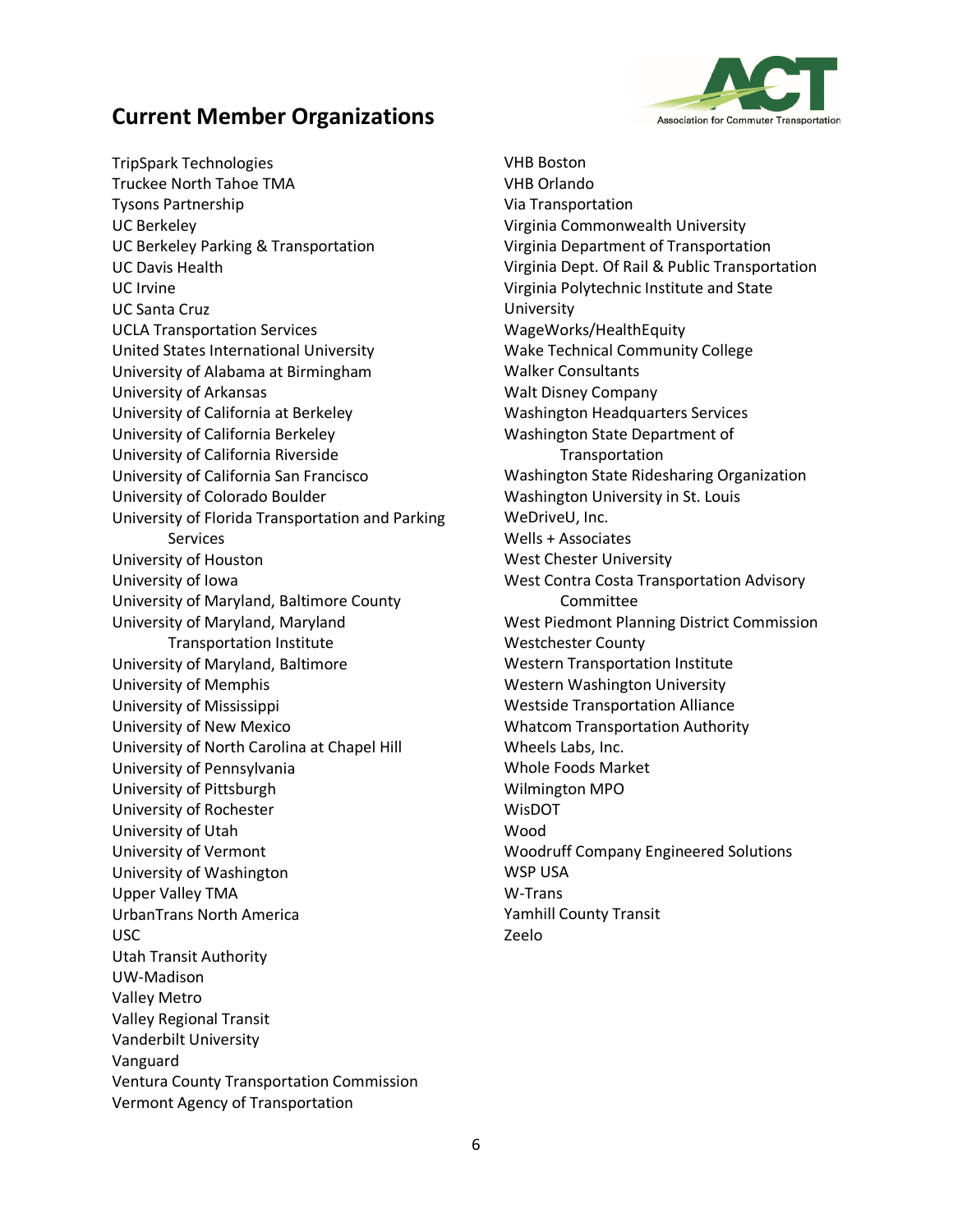## Current Member Organizations

TripSpark Technologies
Truckee North Tahoe TMA
Tysons Partnership
UC Berkeley
UC Berkeley Parking & Transportation
UC Davis Health
UC Irvine
UC Santa Cruz
UCLA Transportation Services
United States International University
University of Alabama at Birmingham
University of Arkansas
University of California at Berkeley
University of California Berkeley
University of California Riverside
University of California San Francisco
University of Colorado Boulder
University of Florida Transportation and Parking Services
University of Houston
University of Iowa
University of Maryland, Baltimore County
University of Maryland, Maryland Transportation Institute
University of Maryland, Baltimore
University of Memphis
University of Mississippi
University of New Mexico
University of North Carolina at Chapel Hill
University of Pennsylvania
University of Pittsburgh
University of Rochester
University of Utah
University of Vermont
University of Washington
Upper Valley TMA
UrbanTrans North America
USC
Utah Transit Authority
UW-Madison
Valley Metro
Valley Regional Transit
Vanderbilt University
Vanguard
Ventura County Transportation Commission
Vermont Agency of Transportation
VHB Boston
VHB Orlando
Via Transportation
Virginia Commonwealth University
Virginia Department of Transportation
Virginia Dept. Of Rail & Public Transportation
Virginia Polytechnic Institute and State University
WageWorks/HealthEquity
Wake Technical Community College
Walker Consultants
Walt Disney Company
Washington Headquarters Services
Washington State Department of Transportation
Washington State Ridesharing Organization
Washington University in St. Louis
WeDriveU, Inc.
Wells + Associates
West Chester University
West Contra Costa Transportation Advisory Committee
West Piedmont Planning District Commission
Westchester County
Western Transportation Institute
Western Washington University
Westside Transportation Alliance
Whatcom Transportation Authority
Wheels Labs, Inc.
Whole Foods Market
Wilmington MPO
WisDOT
Wood
Woodruff Company Engineered Solutions
WSP USA
W-Trans
Yamhill County Transit
Zeelo